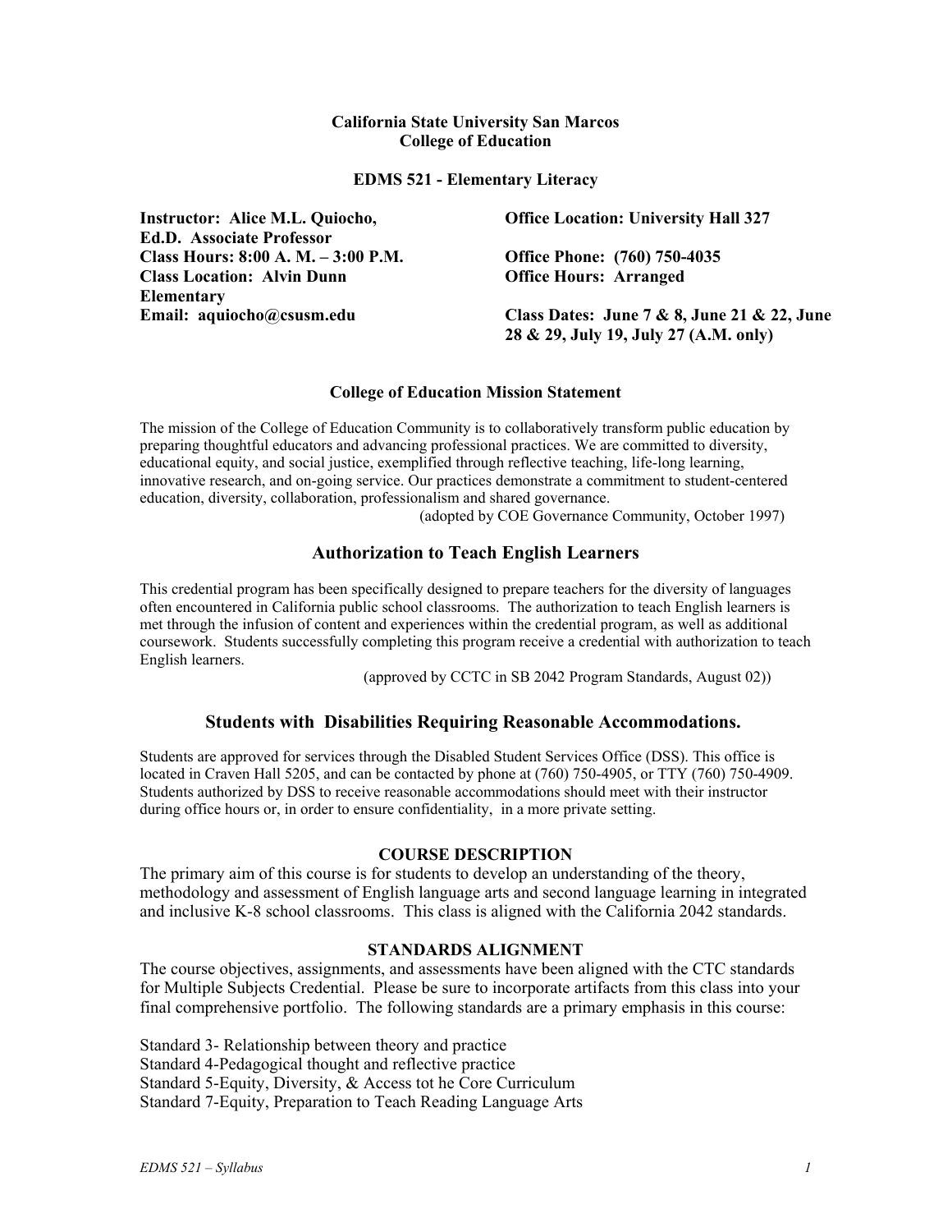**California State University San Marcos**
**College of Education**

**EDMS 521 - Elementary Literacy**

**Instructor: Alice M.L. Quiocho, Ed.D. Associate Professor**
**Class Hours: 8:00 A. M. – 3:00 P.M.**
**Class Location: Alvin Dunn Elementary**
**Email: aquiocho@csusm.edu**

**Office Location: University Hall 327**
**Office Phone: (760) 750-4035**
**Office Hours: Arranged**
**Class Dates: June 7 & 8, June 21 & 22, June 28 & 29, July 19, July 27 (A.M. only)**

### College of Education Mission Statement

The mission of the College of Education Community is to collaboratively transform public education by preparing thoughtful educators and advancing professional practices. We are committed to diversity, educational equity, and social justice, exemplified through reflective teaching, life-long learning, innovative research, and on-going service. Our practices demonstrate a commitment to student-centered education, diversity, collaboration, professionalism and shared governance.

(adopted by COE Governance Community, October 1997)

## Authorization to Teach English Learners

This credential program has been specifically designed to prepare teachers for the diversity of languages often encountered in California public school classrooms. The authorization to teach English learners is met through the infusion of content and experiences within the credential program, as well as additional coursework. Students successfully completing this program receive a credential with authorization to teach English learners.

(approved by CCTC in SB 2042 Program Standards, August 02))

## Students with Disabilities Requiring Reasonable Accommodations.

Students are approved for services through the Disabled Student Services Office (DSS). This office is located in Craven Hall 5205, and can be contacted by phone at (760) 750-4905, or TTY (760) 750-4909. Students authorized by DSS to receive reasonable accommodations should meet with their instructor during office hours or, in order to ensure confidentiality, in a more private setting.

### COURSE DESCRIPTION

The primary aim of this course is for students to develop an understanding of the theory, methodology and assessment of English language arts and second language learning in integrated and inclusive K-8 school classrooms. This class is aligned with the California 2042 standards.

### STANDARDS ALIGNMENT

The course objectives, assignments, and assessments have been aligned with the CTC standards for Multiple Subjects Credential. Please be sure to incorporate artifacts from this class into your final comprehensive portfolio. The following standards are a primary emphasis in this course:

Standard 3- Relationship between theory and practice
Standard 4-Pedagogical thought and reflective practice
Standard 5-Equity, Diversity, & Access tot he Core Curriculum
Standard 7-Equity, Preparation to Teach Reading Language Arts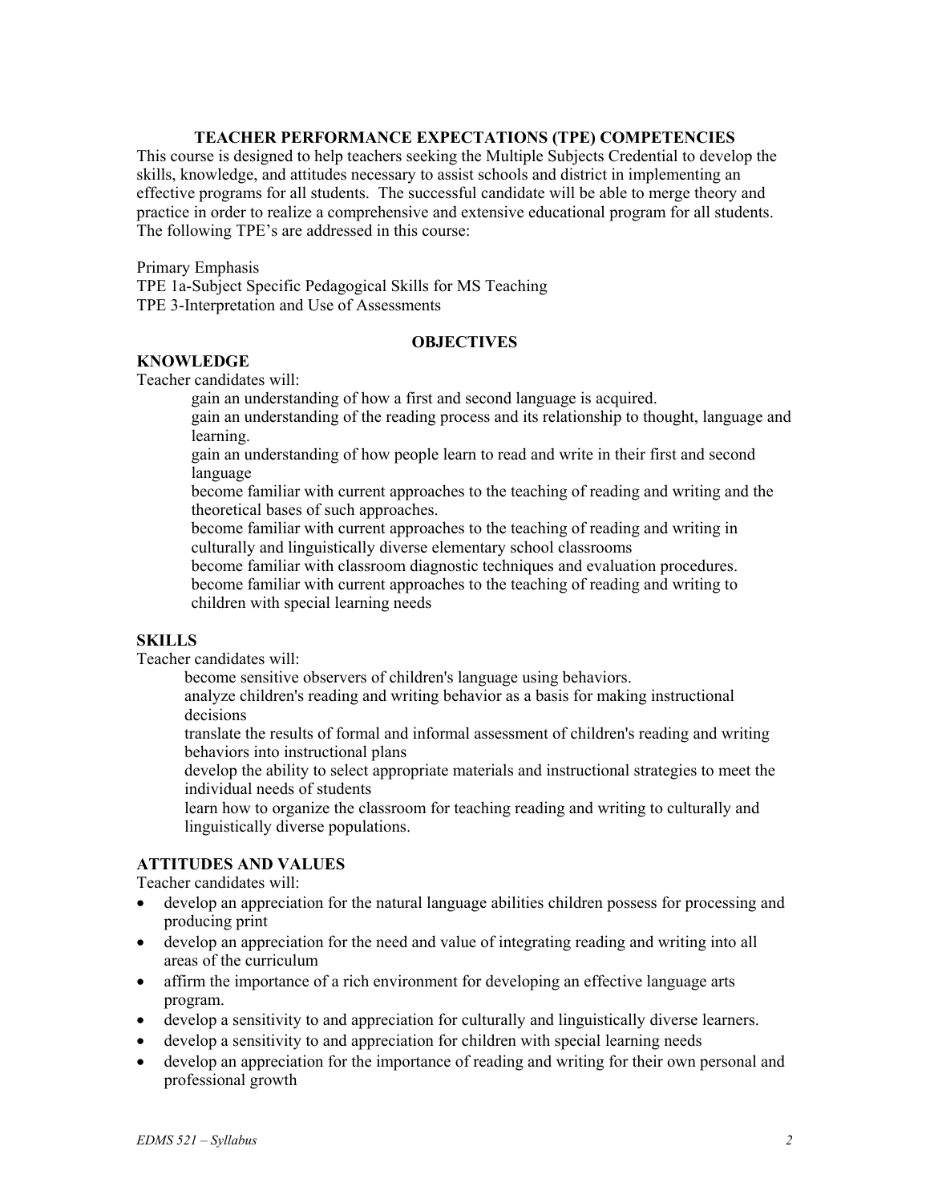## TEACHER PERFORMANCE EXPECTATIONS (TPE) COMPETENCIES

This course is designed to help teachers seeking the Multiple Subjects Credential to develop the skills, knowledge, and attitudes necessary to assist schools and district in implementing an effective programs for all students. The successful candidate will be able to merge theory and practice in order to realize a comprehensive and extensive educational program for all students. The following TPE's are addressed in this course:

Primary Emphasis
TPE 1a-Subject Specific Pedagogical Skills for MS Teaching
TPE 3-Interpretation and Use of Assessments

## OBJECTIVES

### KNOWLEDGE

Teacher candidates will:

- gain an understanding of how a first and second language is acquired.
- gain an understanding of the reading process and its relationship to thought, language and learning.
- gain an understanding of how people learn to read and write in their first and second language
- become familiar with current approaches to the teaching of reading and writing and the theoretical bases of such approaches.
- become familiar with current approaches to the teaching of reading and writing in culturally and linguistically diverse elementary school classrooms
- become familiar with classroom diagnostic techniques and evaluation procedures.
- become familiar with current approaches to the teaching of reading and writing to children with special learning needs

### SKILLS

Teacher candidates will:

- become sensitive observers of children's language using behaviors.
- analyze children's reading and writing behavior as a basis for making instructional decisions
- translate the results of formal and informal assessment of children's reading and writing behaviors into instructional plans
- develop the ability to select appropriate materials and instructional strategies to meet the individual needs of students
- learn how to organize the classroom for teaching reading and writing to culturally and linguistically diverse populations.

### ATTITUDES AND VALUES

Teacher candidates will:

- develop an appreciation for the natural language abilities children possess for processing and producing print
- develop an appreciation for the need and value of integrating reading and writing into all areas of the curriculum
- affirm the importance of a rich environment for developing an effective language arts program.
- develop a sensitivity to and appreciation for culturally and linguistically diverse learners.
- develop a sensitivity to and appreciation for children with special learning needs
- develop an appreciation for the importance of reading and writing for their own personal and professional growth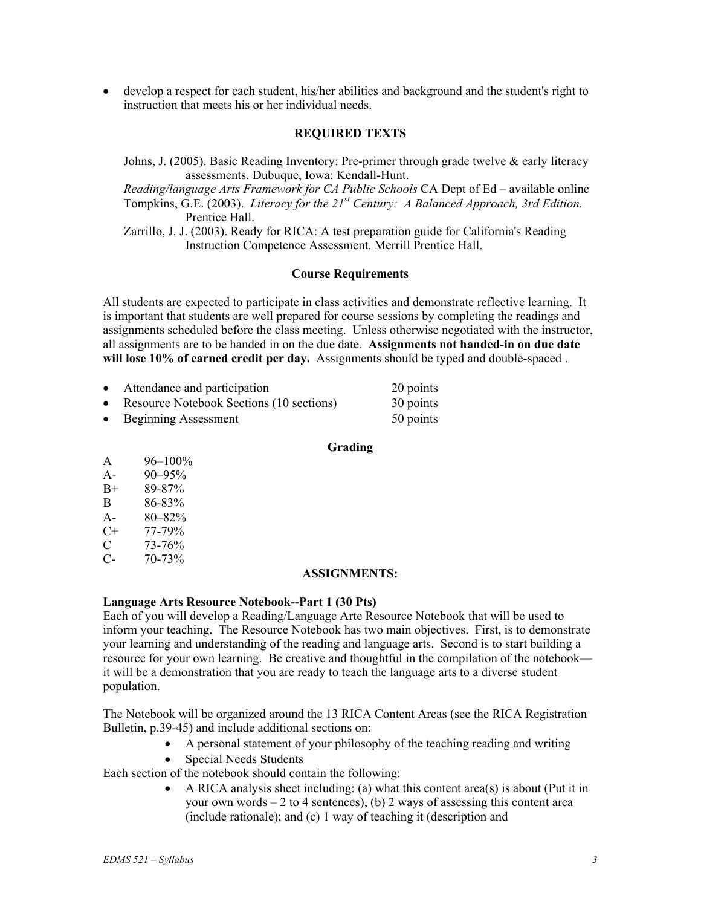- develop a respect for each student, his/her abilities and background and the student's right to instruction that meets his or her individual needs.

## REQUIRED TEXTS

Johns, J. (2005). Basic Reading Inventory: Pre-primer through grade twelve & early literacy assessments. Dubuque, Iowa: Kendall-Hunt.

*Reading/language Arts Framework for CA Public Schools* CA Dept of Ed – available online

Tompkins, G.E. (2003). *Literacy for the 21st Century: A Balanced Approach, 3rd Edition.* Prentice Hall.

Zarrillo, J. J. (2003). Ready for RICA: A test preparation guide for California's Reading Instruction Competence Assessment. Merrill Prentice Hall.

## Course Requirements

All students are expected to participate in class activities and demonstrate reflective learning. It is important that students are well prepared for course sessions by completing the readings and assignments scheduled before the class meeting. Unless otherwise negotiated with the instructor, all assignments are to be handed in on the due date. **Assignments not handed-in on due date will lose 10% of earned credit per day.** Assignments should be typed and double-spaced .

- Attendance and participation 20 points
- Resource Notebook Sections (10 sections) 30 points
- Beginning Assessment 50 points

## Grading

| | |
|---|---|
| A | 96–100% |
| A- | 90–95% |
| B+ | 89-87% |
| B | 86-83% |
| A- | 80–82% |
| C+ | 77-79% |
| C | 73-76% |
| C- | 70-73% |

## ASSIGNMENTS:

**Language Arts Resource Notebook--Part 1 (30 Pts)**

Each of you will develop a Reading/Language Arte Resource Notebook that will be used to inform your teaching. The Resource Notebook has two main objectives. First, is to demonstrate your learning and understanding of the reading and language arts. Second is to start building a resource for your own learning. Be creative and thoughtful in the compilation of the notebook—it will be a demonstration that you are ready to teach the language arts to a diverse student population.

The Notebook will be organized around the 13 RICA Content Areas (see the RICA Registration Bulletin, p.39-45) and include additional sections on:

- A personal statement of your philosophy of the teaching reading and writing
- Special Needs Students

Each section of the notebook should contain the following:

- A RICA analysis sheet including: (a) what this content area(s) is about (Put it in your own words – 2 to 4 sentences), (b) 2 ways of assessing this content area (include rationale); and (c) 1 way of teaching it (description and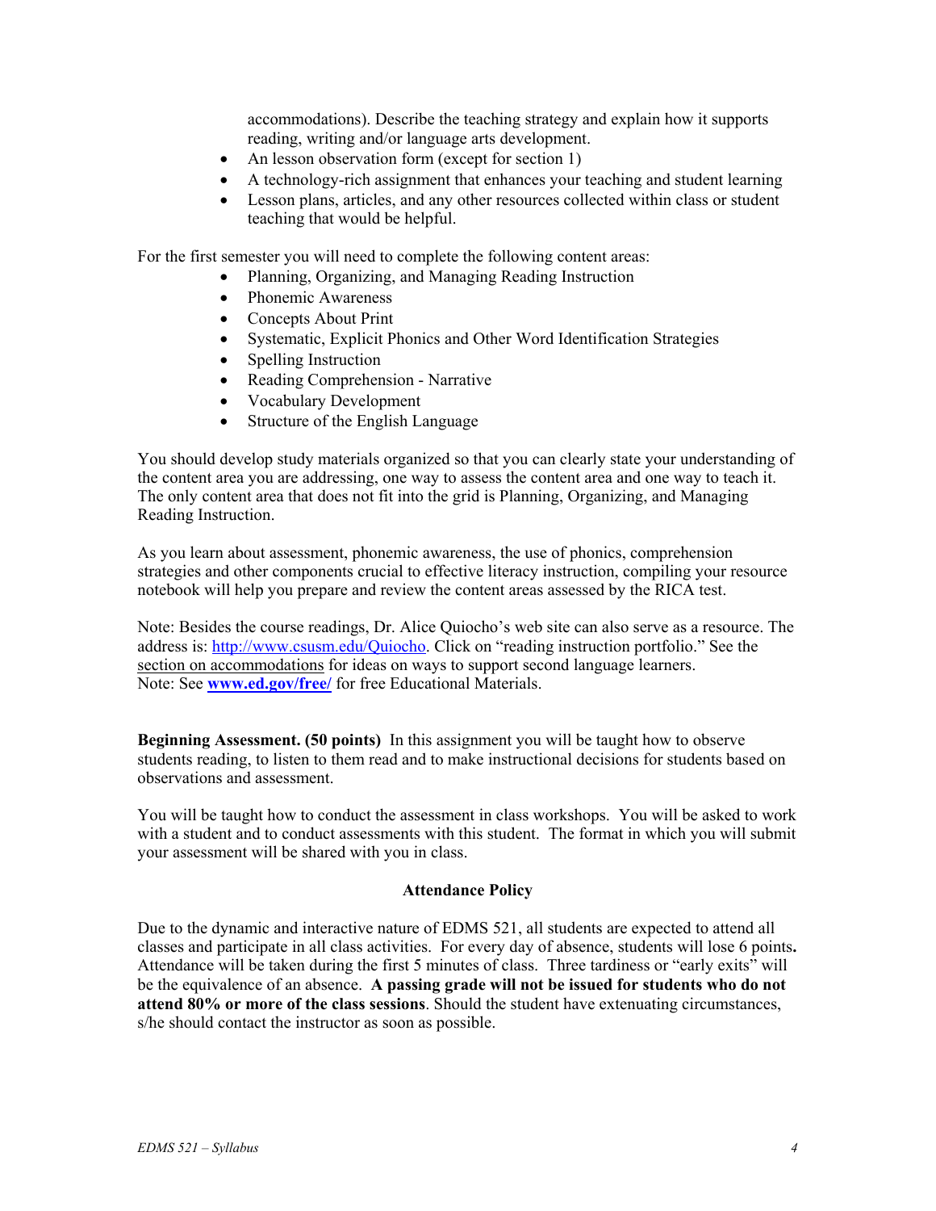accommodations). Describe the teaching strategy and explain how it supports reading, writing and/or language arts development.

- An lesson observation form (except for section 1)
- A technology-rich assignment that enhances your teaching and student learning
- Lesson plans, articles, and any other resources collected within class or student teaching that would be helpful.

For the first semester you will need to complete the following content areas:

- Planning, Organizing, and Managing Reading Instruction
- Phonemic Awareness
- Concepts About Print
- Systematic, Explicit Phonics and Other Word Identification Strategies
- Spelling Instruction
- Reading Comprehension - Narrative
- Vocabulary Development
- Structure of the English Language

You should develop study materials organized so that you can clearly state your understanding of the content area you are addressing, one way to assess the content area and one way to teach it. The only content area that does not fit into the grid is Planning, Organizing, and Managing Reading Instruction.

As you learn about assessment, phonemic awareness, the use of phonics, comprehension strategies and other components crucial to effective literacy instruction, compiling your resource notebook will help you prepare and review the content areas assessed by the RICA test.

Note: Besides the course readings, Dr. Alice Quiocho's web site can also serve as a resource. The address is: [http://www.csusm.edu/Quiocho](http://www.csusm.edu/Quiocho). Click on "reading instruction portfolio." See the section on accommodations for ideas on ways to support second language learners.
Note: See **[www.ed.gov/free/](http://www.ed.gov/free/)** for free Educational Materials.

**Beginning Assessment. (50 points)** In this assignment you will be taught how to observe students reading, to listen to them read and to make instructional decisions for students based on observations and assessment.

You will be taught how to conduct the assessment in class workshops. You will be asked to work with a student and to conduct assessments with this student. The format in which you will submit your assessment will be shared with you in class.

**Attendance Policy**

Due to the dynamic and interactive nature of EDMS 521, all students are expected to attend all classes and participate in all class activities. For every day of absence, students will lose 6 points. Attendance will be taken during the first 5 minutes of class. Three tardiness or "early exits" will be the equivalence of an absence. **A passing grade will not be issued for students who do not attend 80% or more of the class sessions**. Should the student have extenuating circumstances, s/he should contact the instructor as soon as possible.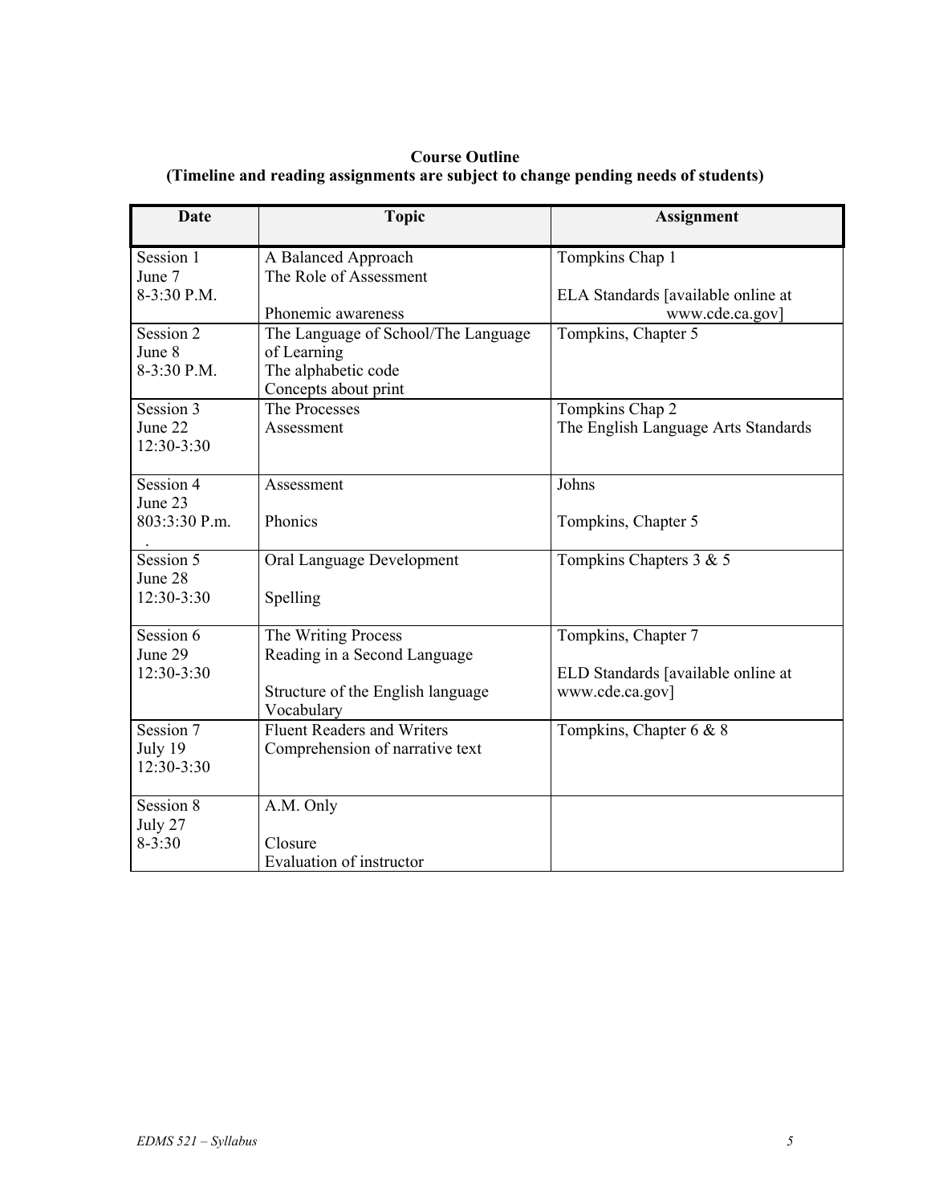**Course Outline**
**(Timeline and reading assignments are subject to change pending needs of students)**

| Date | Topic | Assignment |
|---|---|---|
| Session 1<br>June 7<br>8-3:30 P.M. | A Balanced Approach<br>The Role of Assessment<br><br>Phonemic awareness | Tompkins Chap 1<br><br>ELA Standards [available online at www.cde.ca.gov] |
| Session 2<br>June 8<br>8-3:30 P.M. | The Language of School/The Language of Learning<br>The alphabetic code<br>Concepts about print | Tompkins, Chapter 5 |
| Session 3<br>June 22<br>12:30-3:30 | The Processes<br>Assessment | Tompkins Chap 2<br>The English Language Arts Standards |
| Session 4<br>June 23<br>803:3:30 P.m.<br>. | Assessment<br><br>Phonics | Johns<br><br>Tompkins, Chapter 5 |
| Session 5<br>June 28<br>12:30-3:30 | Oral Language Development<br><br>Spelling | Tompkins Chapters 3 & 5 |
| Session 6<br>June 29<br>12:30-3:30 | The Writing Process<br>Reading in a Second Language<br><br>Structure of the English language<br>Vocabulary | Tompkins, Chapter 7<br><br>ELD Standards [available online at www.cde.ca.gov] |
| Session 7<br>July 19<br>12:30-3:30 | Fluent Readers and Writers<br>Comprehension of narrative text | Tompkins, Chapter 6 & 8 |
| Session 8<br>July 27<br>8-3:30 | A.M. Only<br><br>Closure<br>Evaluation of instructor | |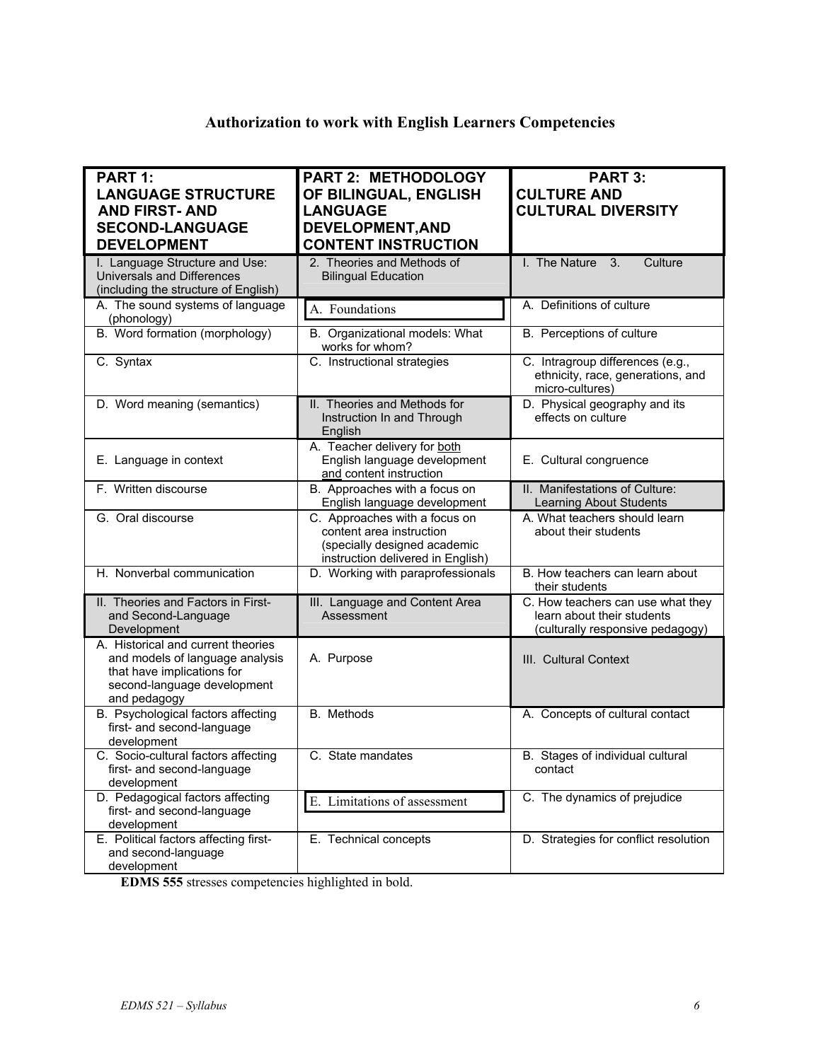# Authorization to work with English Learners Competencies

| PART 1: LANGUAGE STRUCTURE AND FIRST- AND SECOND-LANGUAGE DEVELOPMENT | PART 2: METHODOLOGY OF BILINGUAL, ENGLISH LANGUAGE DEVELOPMENT,AND CONTENT INSTRUCTION | PART 3: CULTURE AND CULTURAL DIVERSITY |
|---|---|---|
| I. Language Structure and Use: Universals and Differences (including the structure of English) | 2. Theories and Methods of Bilingual Education | I. The Nature 3. Culture |
| A. The sound systems of language (phonology) | A. Foundations | A. Definitions of culture |
| B. Word formation (morphology) | B. Organizational models: What works for whom? | B. Perceptions of culture |
| C. Syntax | C. Instructional strategies | C. Intragroup differences (e.g., ethnicity, race, generations, and micro-cultures) |
| D. Word meaning (semantics) | II. Theories and Methods for Instruction In and Through English | D. Physical geography and its effects on culture |
| E. Language in context | A. Teacher delivery for both English language development and content instruction | E. Cultural congruence |
| F. Written discourse | B. Approaches with a focus on English language development | II. Manifestations of Culture: Learning About Students |
| G. Oral discourse | C. Approaches with a focus on content area instruction (specially designed academic instruction delivered in English) | A. What teachers should learn about their students |
| H. Nonverbal communication | D. Working with paraprofessionals | B. How teachers can learn about their students |
| II. Theories and Factors in First- and Second-Language Development | III. Language and Content Area Assessment | C. How teachers can use what they learn about their students (culturally responsive pedagogy) |
| A. Historical and current theories and models of language analysis that have implications for second-language development and pedagogy | A. Purpose | III. Cultural Context |
| B. Psychological factors affecting first- and second-language development | B. Methods | A. Concepts of cultural contact |
| C. Socio-cultural factors affecting first- and second-language development | C. State mandates | B. Stages of individual cultural contact |
| D. Pedagogical factors affecting first- and second-language development | E. Limitations of assessment | C. The dynamics of prejudice |
| E. Political factors affecting first- and second-language development | E. Technical concepts | D. Strategies for conflict resolution |

**EDMS 555** stresses competencies highlighted in bold.